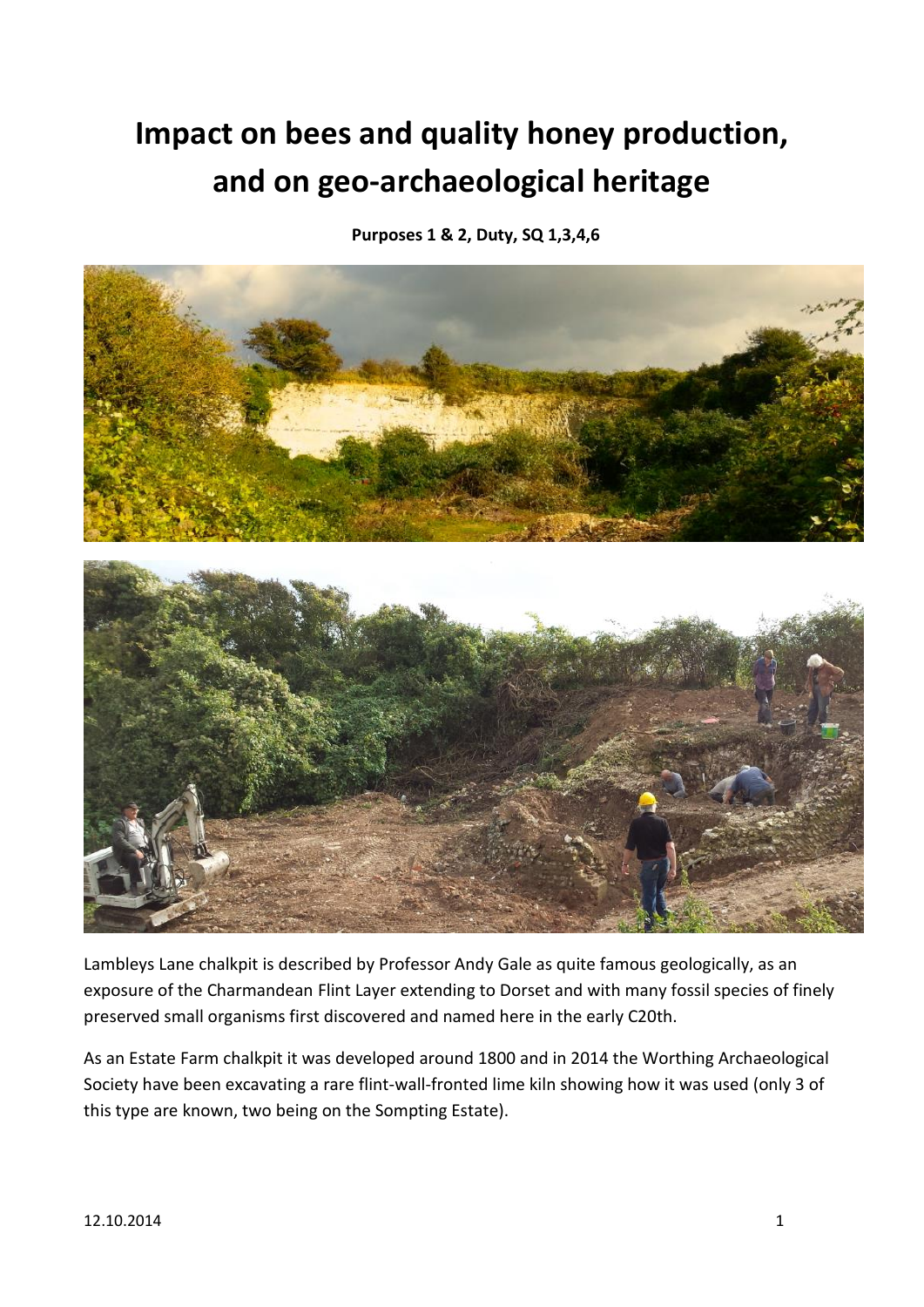# Impact on bees and quality honey production, and on geo-archaeological heritage

**Purposes 1 & 2, Duty, SQ 1,3,4,6**

Lambleys Lane chalkpit is described by Professor Andy Gale as quite famous geologically, as an exposure of the Charmandean Flint Layer extending to Dorset and with many fossil species of finely preserved small organisms first discovered and named here in the early C20th.

As an Estate Farm chalkpit it was developed around 1800 and in 2014 the Worthing Archaeological Society have been excavating a rare flint-wall-fronted lime kiln showing how it was used (only 3 of this type are known, two being on the Sompting Estate).

12.10.2014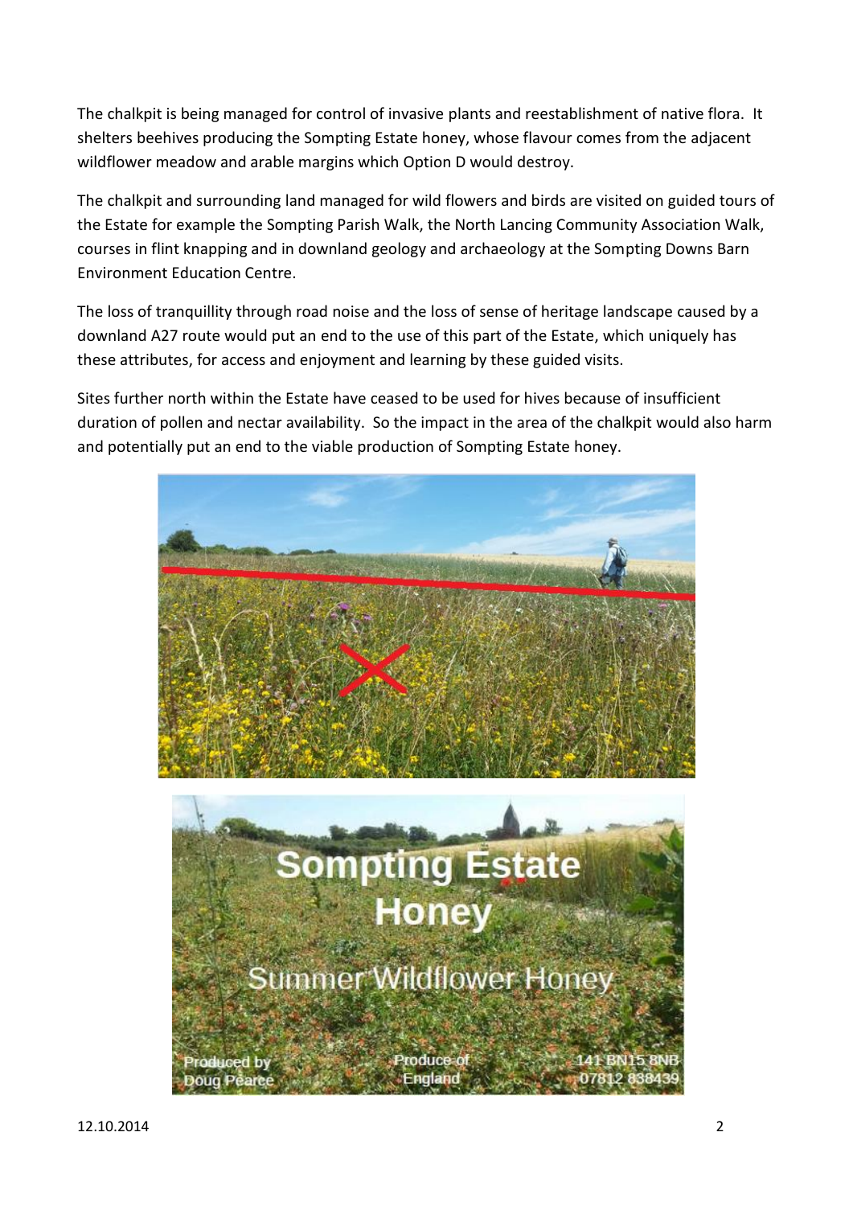The chalkpit is being managed for control of invasive plants and reestablishment of native flora. It shelters beehives producing the Sompting Estate honey, whose flavour comes from the adjacent wildflower meadow and arable margins which Option D would destroy.

The chalkpit and surrounding land managed for wild flowers and birds are visited on guided tours of the Estate for example the Sompting Parish Walk, the North Lancing Community Association Walk, courses in flint knapping and in downland geology and archaeology at the Sompting Downs Barn Environment Education Centre.

The loss of tranquillity through road noise and the loss of sense of heritage landscape caused by a downland A27 route would put an end to the use of this part of the Estate, which uniquely has these attributes, for access and enjoyment and learning by these guided visits.

Sites further north within the Estate have ceased to be used for hives because of insufficient duration of pollen and nectar availability. So the impact in the area of the chalkpit would also harm and potentially put an end to the viable production of Sompting Estate honey.

12.10.2014